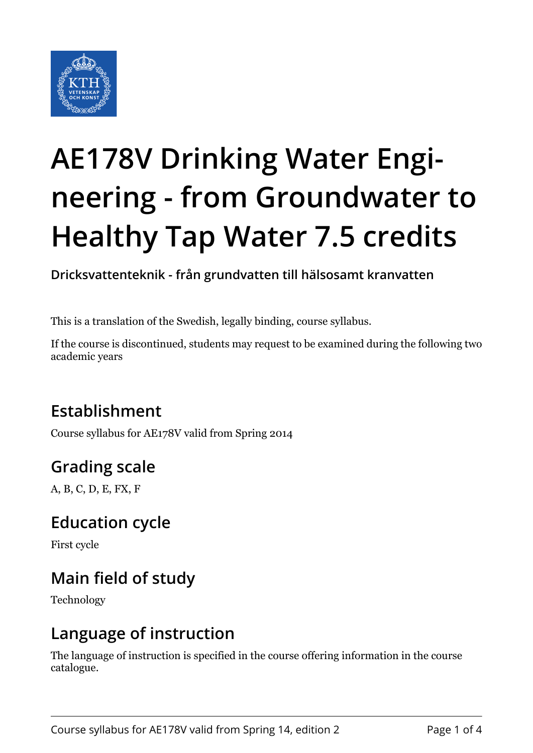# AE178V Drinking Water Engineering - from Groundwater to Healthy Tap Water 7.5 credits

**Dricksvattenteknik - från grundvatten till hälsosamt kranvatten**

This is a translation of the Swedish, legally binding, course syllabus.

If the course is discontinued, students may request to be examined during the following two academic years

## Establishment

Course syllabus for AE178V valid from Spring 2014

## Grading scale

A, B, C, D, E, FX, F

## Education cycle

First cycle

## Main field of study

Technology

## Language of instruction

The language of instruction is specified in the course offering information in the course catalogue.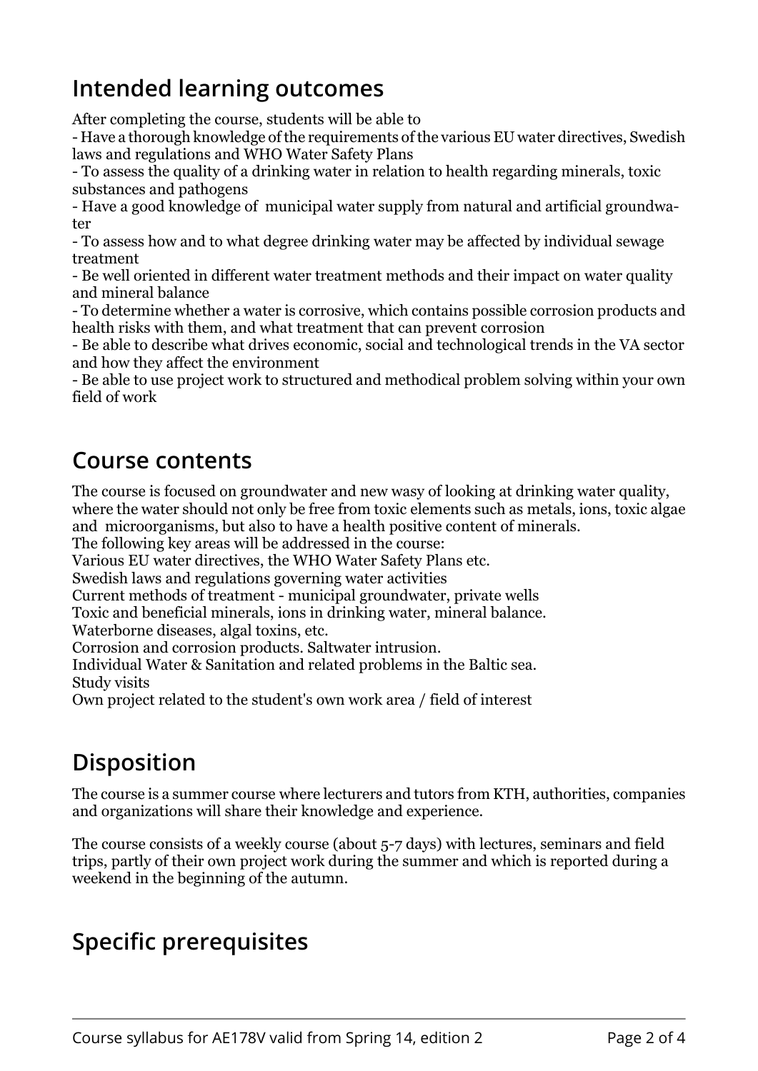## Intended learning outcomes

After completing the course, students will be able to

- Have a thorough knowledge of the requirements of the various EU water directives, Swedish laws and regulations and WHO Water Safety Plans
- To assess the quality of a drinking water in relation to health regarding minerals, toxic substances and pathogens
- Have a good knowledge of municipal water supply from natural and artificial groundwater
- To assess how and to what degree drinking water may be affected by individual sewage treatment
- Be well oriented in different water treatment methods and their impact on water quality and mineral balance
- To determine whether a water is corrosive, which contains possible corrosion products and health risks with them, and what treatment that can prevent corrosion
- Be able to describe what drives economic, social and technological trends in the VA sector and how they affect the environment
- Be able to use project work to structured and methodical problem solving within your own field of work

## Course contents

The course is focused on groundwater and new wasy of looking at drinking water quality, where the water should not only be free from toxic elements such as metals, ions, toxic algae and microorganisms, but also to have a health positive content of minerals.

The following key areas will be addressed in the course:

Various EU water directives, the WHO Water Safety Plans etc.

Swedish laws and regulations governing water activities

Current methods of treatment - municipal groundwater, private wells

Toxic and beneficial minerals, ions in drinking water, mineral balance.

Waterborne diseases, algal toxins, etc.

Corrosion and corrosion products. Saltwater intrusion.

Individual Water & Sanitation and related problems in the Baltic sea.

Study visits

Own project related to the student's own work area / field of interest

## Disposition

The course is a summer course where lecturers and tutors from KTH, authorities, companies and organizations will share their knowledge and experience.

The course consists of a weekly course (about 5-7 days) with lectures, seminars and field trips, partly of their own project work during the summer and which is reported during a weekend in the beginning of the autumn.

## Specific prerequisites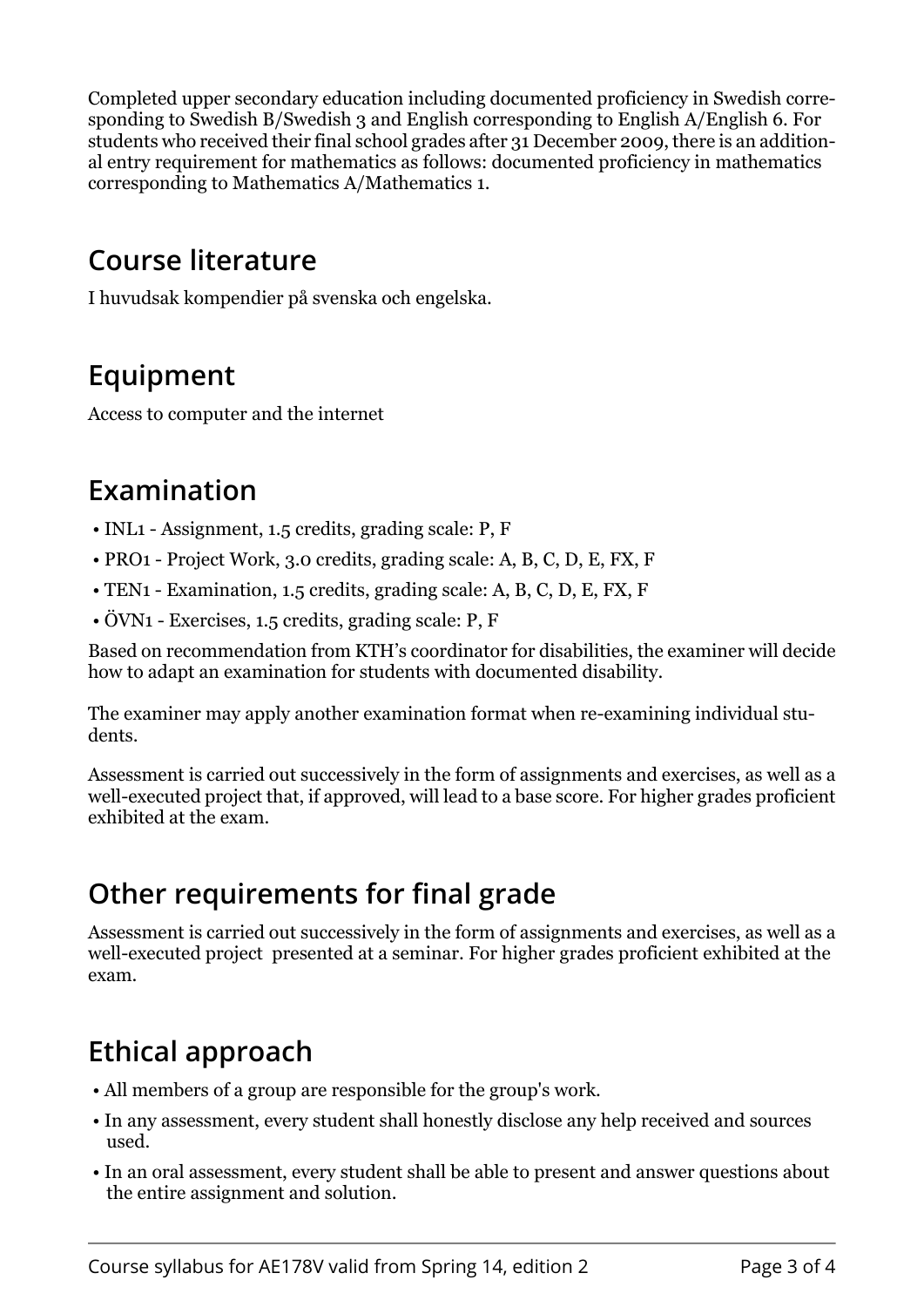Completed upper secondary education including documented proficiency in Swedish corresponding to Swedish B/Swedish 3 and English corresponding to English A/English 6. For students who received their final school grades after 31 December 2009, there is an additional entry requirement for mathematics as follows: documented proficiency in mathematics corresponding to Mathematics A/Mathematics 1.

## Course literature

I huvudsak kompendier på svenska och engelska.

## Equipment

Access to computer and the internet

## Examination

- INL1 - Assignment, 1.5 credits, grading scale: P, F
- PRO1 - Project Work, 3.0 credits, grading scale: A, B, C, D, E, FX, F
- TEN1 - Examination, 1.5 credits, grading scale: A, B, C, D, E, FX, F
- ÖVN1 - Exercises, 1.5 credits, grading scale: P, F

Based on recommendation from KTH's coordinator for disabilities, the examiner will decide how to adapt an examination for students with documented disability.

The examiner may apply another examination format when re-examining individual students.

Assessment is carried out successively in the form of assignments and exercises, as well as a well-executed project that, if approved, will lead to a base score. For higher grades proficient exhibited at the exam.

## Other requirements for final grade

Assessment is carried out successively in the form of assignments and exercises, as well as a well-executed project presented at a seminar. For higher grades proficient exhibited at the exam.

## Ethical approach

- All members of a group are responsible for the group's work.
- In any assessment, every student shall honestly disclose any help received and sources used.
- In an oral assessment, every student shall be able to present and answer questions about the entire assignment and solution.